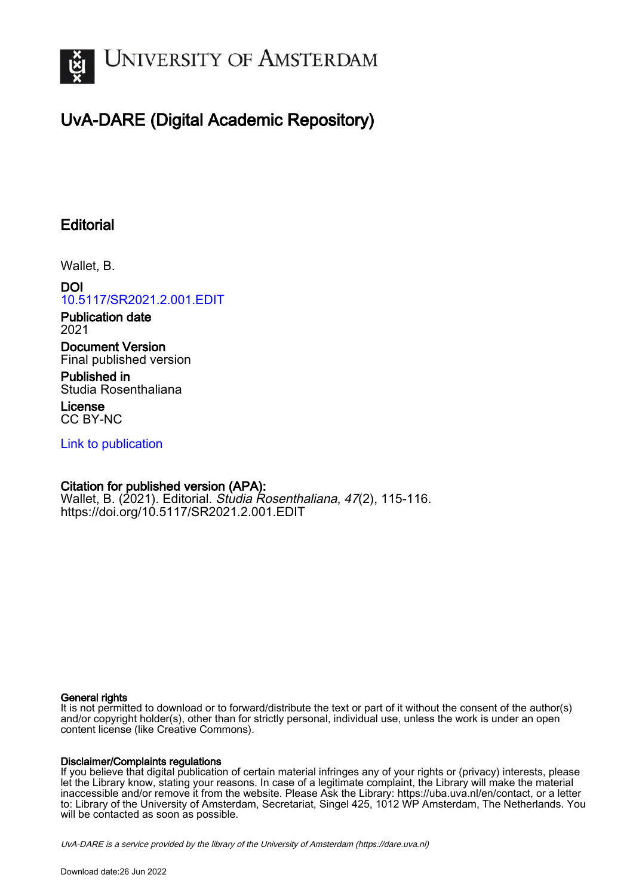# University of Amsterdam

## UvA-DARE (Digital Academic Repository)

### Editorial

Wallet, B.

**DOI**
10.5117/SR2021.2.001.EDIT

**Publication date**
2021

**Document Version**
Final published version

**Published in**
Studia Rosenthaliana

**License**
CC BY-NC

Link to publication

**Citation for published version (APA):**
Wallet, B. (2021). Editorial. *Studia Rosenthaliana*, *47*(2), 115-116.
https://doi.org/10.5117/SR2021.2.001.EDIT

**General rights**
It is not permitted to download or to forward/distribute the text or part of it without the consent of the author(s) and/or copyright holder(s), other than for strictly personal, individual use, unless the work is under an open content license (like Creative Commons).

**Disclaimer/Complaints regulations**
If you believe that digital publication of certain material infringes any of your rights or (privacy) interests, please let the Library know, stating your reasons. In case of a legitimate complaint, the Library will make the material inaccessible and/or remove it from the website. Please Ask the Library: https://uba.uva.nl/en/contact, or a letter to: Library of the University of Amsterdam, Secretariat, Singel 425, 1012 WP Amsterdam, The Netherlands. You will be contacted as soon as possible.

*UvA-DARE is a service provided by the library of the University of Amsterdam (https://dare.uva.nl)*

Download date:26 Jun 2022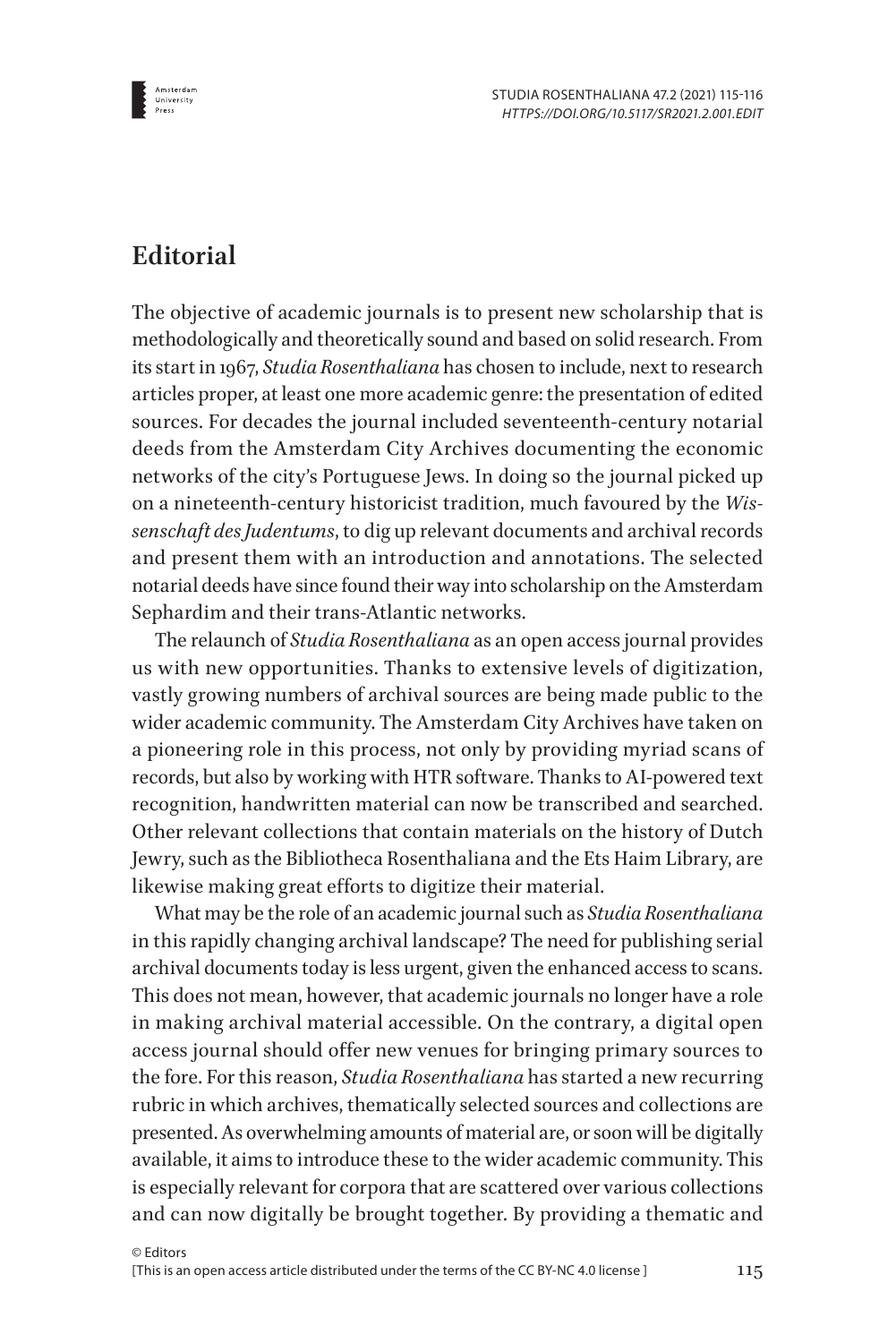# Editorial

The objective of academic journals is to present new scholarship that is methodologically and theoretically sound and based on solid research. From its start in 1967, *Studia Rosenthaliana* has chosen to include, next to research articles proper, at least one more academic genre: the presentation of edited sources. For decades the journal included seventeenth-century notarial deeds from the Amsterdam City Archives documenting the economic networks of the city's Portuguese Jews. In doing so the journal picked up on a nineteenth-century historicist tradition, much favoured by the *Wissenschaft des Judentums*, to dig up relevant documents and archival records and present them with an introduction and annotations. The selected notarial deeds have since found their way into scholarship on the Amsterdam Sephardim and their trans-Atlantic networks.

The relaunch of *Studia Rosenthaliana* as an open access journal provides us with new opportunities. Thanks to extensive levels of digitization, vastly growing numbers of archival sources are being made public to the wider academic community. The Amsterdam City Archives have taken on a pioneering role in this process, not only by providing myriad scans of records, but also by working with HTR software. Thanks to AI-powered text recognition, handwritten material can now be transcribed and searched. Other relevant collections that contain materials on the history of Dutch Jewry, such as the Bibliotheca Rosenthaliana and the Ets Haim Library, are likewise making great efforts to digitize their material.

What may be the role of an academic journal such as *Studia Rosenthaliana* in this rapidly changing archival landscape? The need for publishing serial archival documents today is less urgent, given the enhanced access to scans. This does not mean, however, that academic journals no longer have a role in making archival material accessible. On the contrary, a digital open access journal should offer new venues for bringing primary sources to the fore. For this reason, *Studia Rosenthaliana* has started a new recurring rubric in which archives, thematically selected sources and collections are presented. As overwhelming amounts of material are, or soon will be digitally available, it aims to introduce these to the wider academic community. This is especially relevant for corpora that are scattered over various collections and can now digitally be brought together. By providing a thematic and

© Editors
[This is an open access article distributed under the terms of the CC BY-NC 4.0 license ]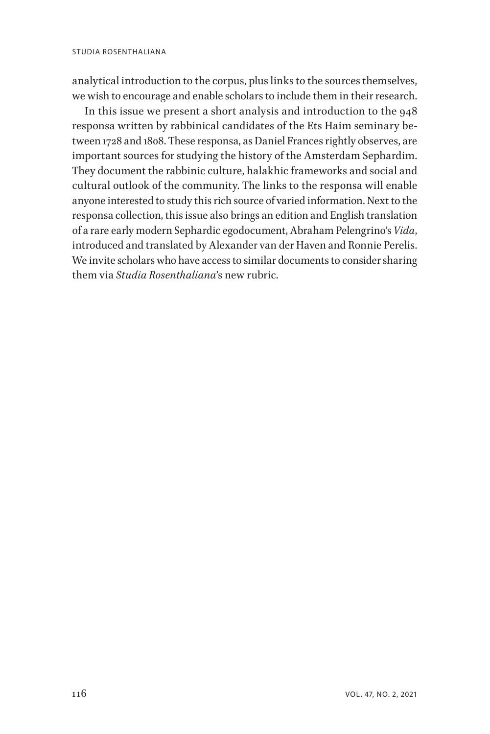analytical introduction to the corpus, plus links to the sources themselves, we wish to encourage and enable scholars to include them in their research.

In this issue we present a short analysis and introduction to the 948 responsa written by rabbinical candidates of the Ets Haim seminary between 1728 and 1808. These responsa, as Daniel Frances rightly observes, are important sources for studying the history of the Amsterdam Sephardim. They document the rabbinic culture, halakhic frameworks and social and cultural outlook of the community. The links to the responsa will enable anyone interested to study this rich source of varied information. Next to the responsa collection, this issue also brings an edition and English translation of a rare early modern Sephardic egodocument, Abraham Pelengrino's *Vida*, introduced and translated by Alexander van der Haven and Ronnie Perelis. We invite scholars who have access to similar documents to consider sharing them via *Studia Rosenthaliana*'s new rubric.